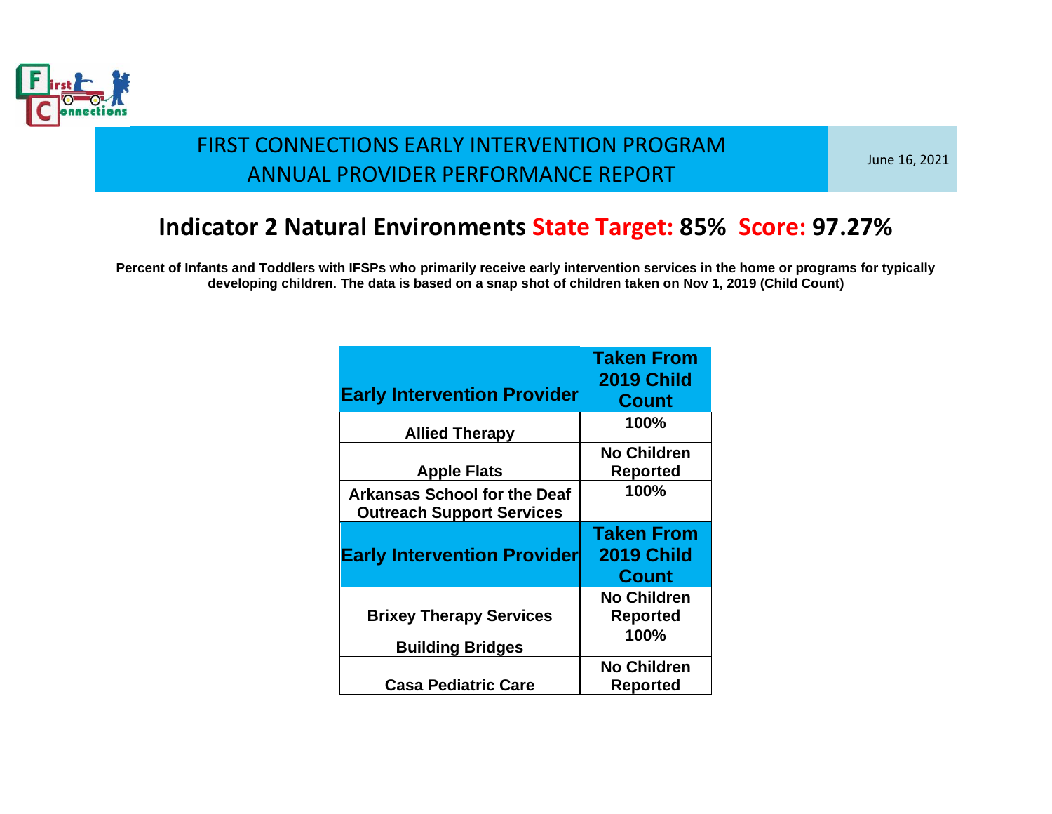# FIRST CONNECTIONS EARLY INTERVENTION PROGRAM
## ANNUAL PROVIDER PERFORMANCE REPORT

June 16, 2021

## Indicator 2 Natural Environments State Target: 85% Score: 97.27%

**Percent of Infants and Toddlers with IFSPs who primarily receive early intervention services in the home or programs for typically developing children. The data is based on a snap shot of children taken on Nov 1, 2019 (Child Count)**

| Early Intervention Provider | Taken From 2019 Child Count |
|---|---|
| Allied Therapy | 100% |
| Apple Flats | No Children Reported |
| Arkansas School for the Deaf Outreach Support Services | 100% |
| Brixey Therapy Services | No Children Reported |
| Building Bridges | 100% |
| Casa Pediatric Care | No Children Reported |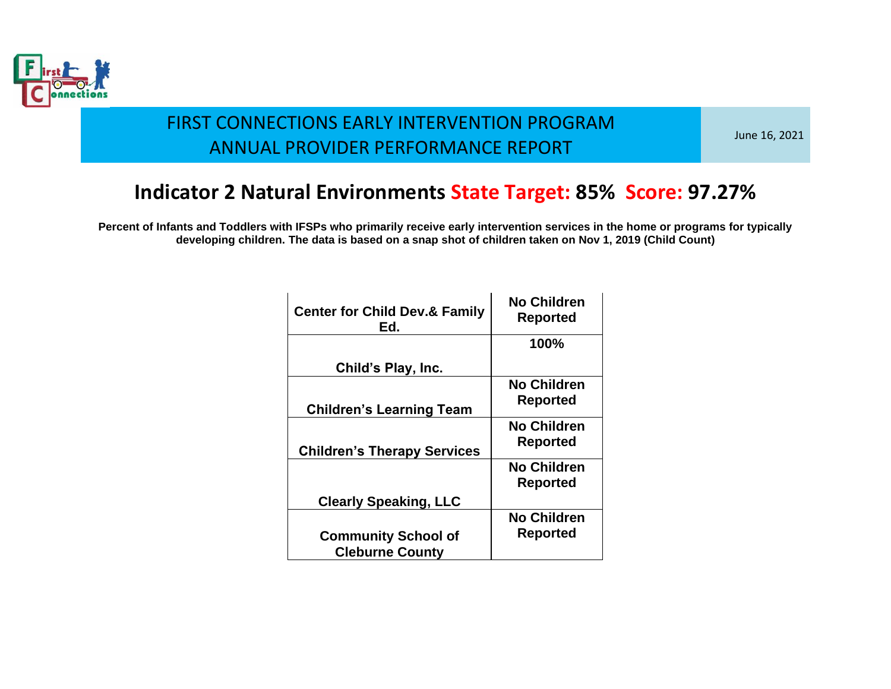FIRST CONNECTIONS EARLY INTERVENTION PROGRAM
ANNUAL PROVIDER PERFORMANCE REPORT

June 16, 2021

## Indicator 2 Natural Environments State Target: 85% Score: 97.27%

**Percent of Infants and Toddlers with IFSPs who primarily receive early intervention services in the home or programs for typically developing children. The data is based on a snap shot of children taken on Nov 1, 2019 (Child Count)**

| | |
|---|---|
| **Center for Child Dev.& Family Ed.** | **No Children Reported** |
| **Child's Play, Inc.** | **100%** |
| **Children's Learning Team** | **No Children Reported** |
| **Children's Therapy Services** | **No Children Reported** |
| **Clearly Speaking, LLC** | **No Children Reported** |
| **Community School of Cleburne County** | **No Children Reported** |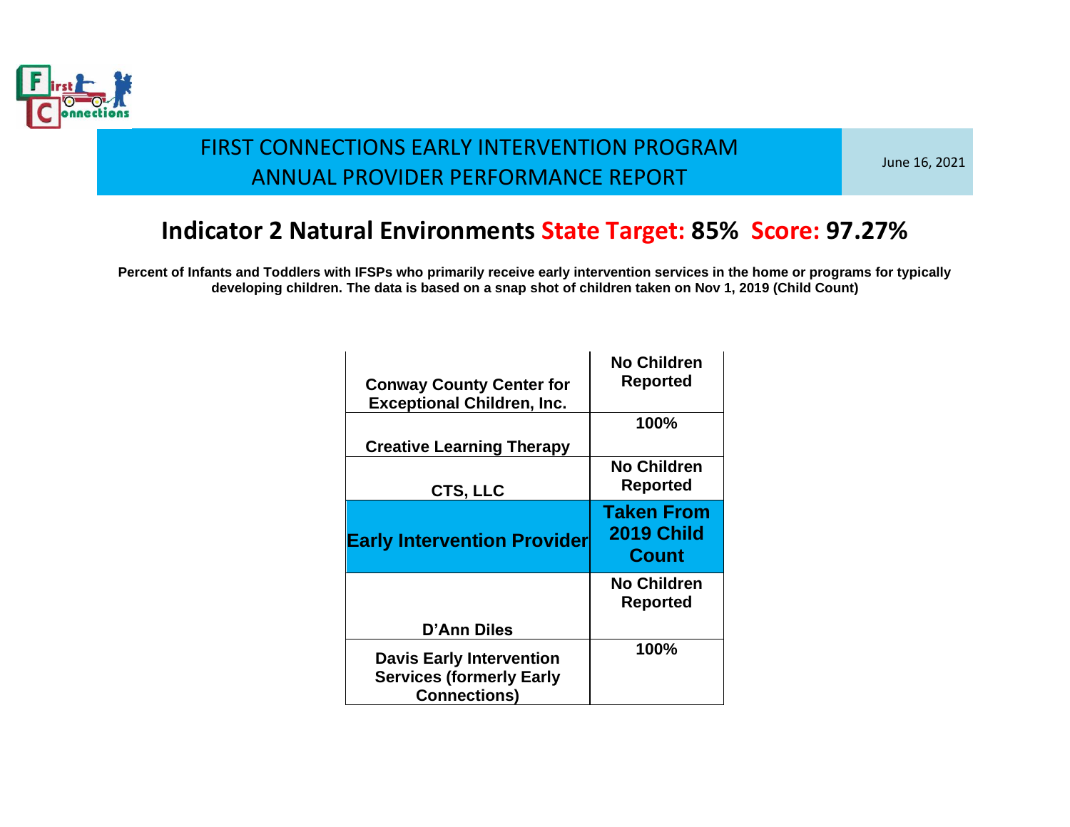FIRST CONNECTIONS EARLY INTERVENTION PROGRAM
ANNUAL PROVIDER PERFORMANCE REPORT

June 16, 2021

## Indicator 2 Natural Environments State Target: 85% Score: 97.27%

**Percent of Infants and Toddlers with IFSPs who primarily receive early intervention services in the home or programs for typically developing children. The data is based on a snap shot of children taken on Nov 1, 2019 (Child Count)**

| Early Intervention Provider | Taken From 2019 Child Count |
|---|---|
| Conway County Center for Exceptional Children, Inc. | No Children Reported |
| Creative Learning Therapy | 100% |
| CTS, LLC | No Children Reported |
| D'Ann Diles | No Children Reported |
| Davis Early Intervention Services (formerly Early Connections) | 100% |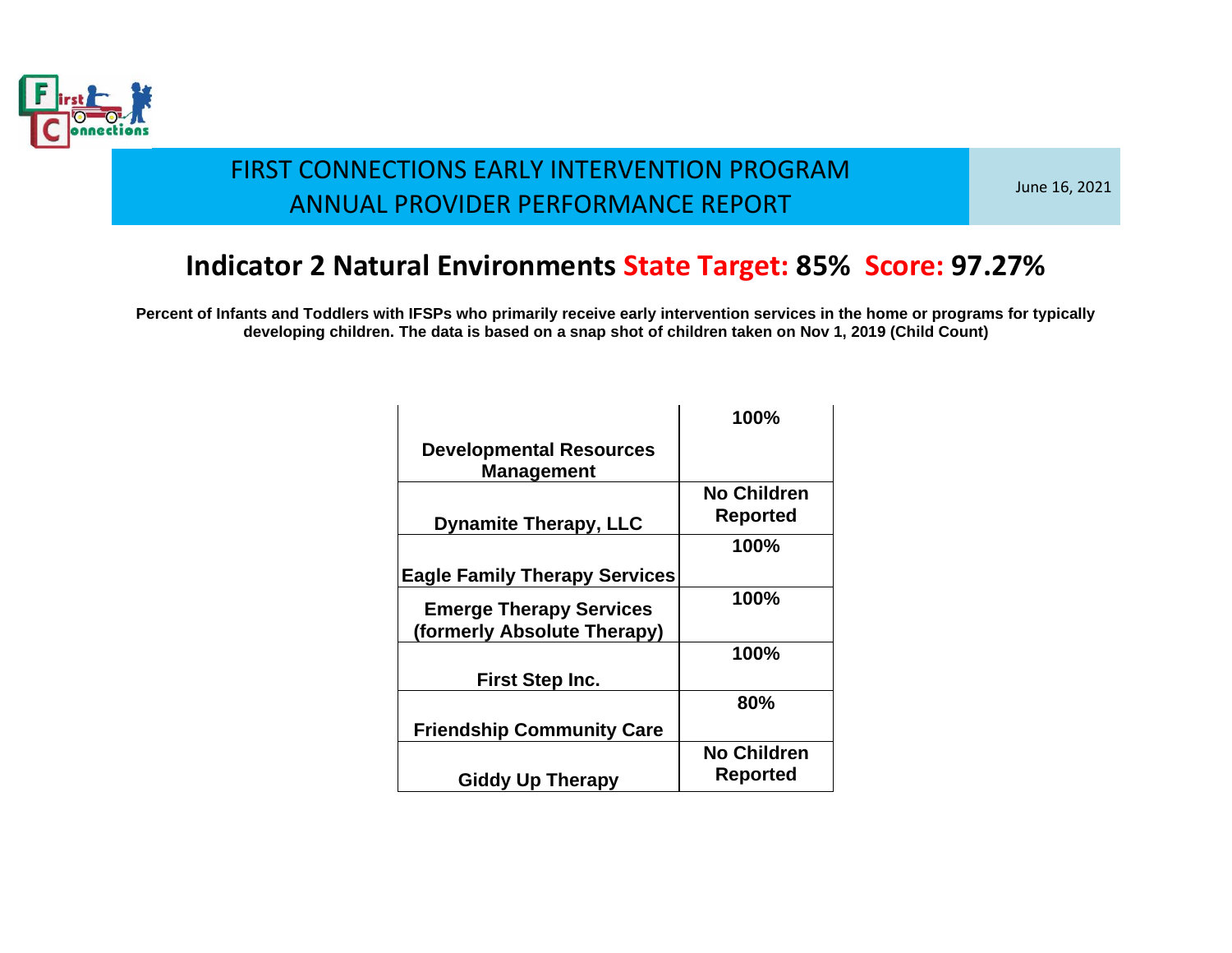FIRST CONNECTIONS EARLY INTERVENTION PROGRAM
ANNUAL PROVIDER PERFORMANCE REPORT

June 16, 2021

## Indicator 2 Natural Environments State Target: 85% Score: 97.27%

**Percent of Infants and Toddlers with IFSPs who primarily receive early intervention services in the home or programs for typically developing children. The data is based on a snap shot of children taken on Nov 1, 2019 (Child Count)**

| Provider | Score |
|---|---|
| Developmental Resources Management | 100% |
| Dynamite Therapy, LLC | No Children Reported |
| Eagle Family Therapy Services | 100% |
| Emerge Therapy Services (formerly Absolute Therapy) | 100% |
| First Step Inc. | 100% |
| Friendship Community Care | 80% |
| Giddy Up Therapy | No Children Reported |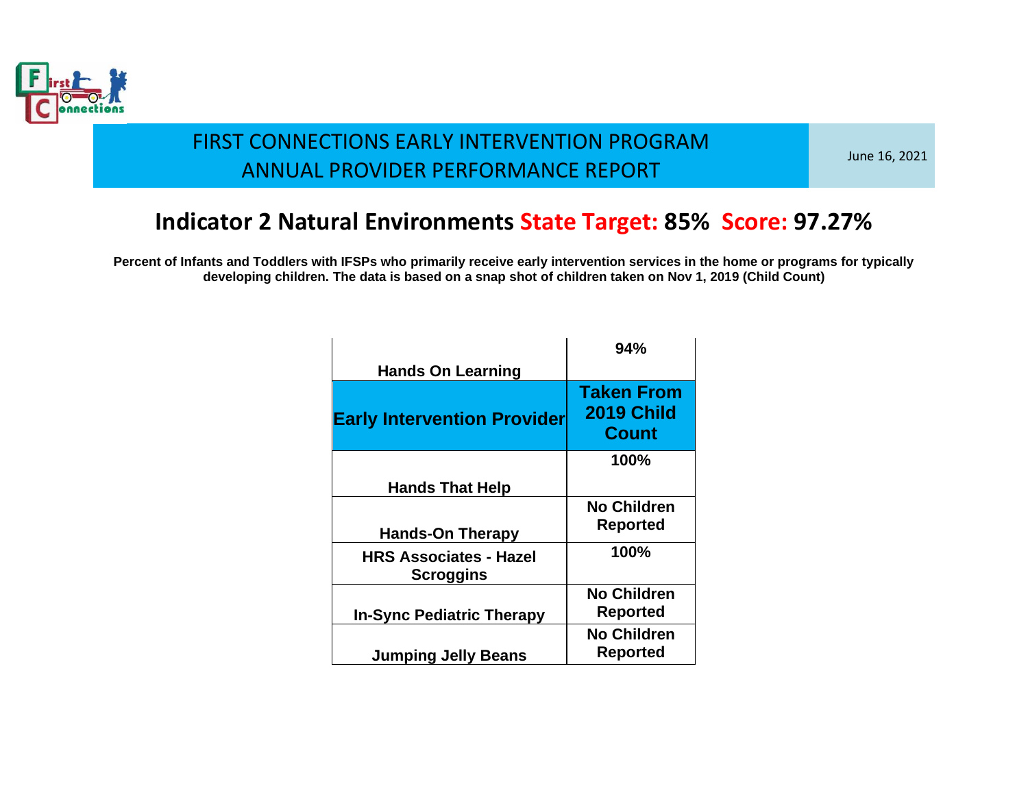FIRST CONNECTIONS EARLY INTERVENTION PROGRAM
ANNUAL PROVIDER PERFORMANCE REPORT

June 16, 2021

## Indicator 2 Natural Environments State Target: 85% Score: 97.27%

**Percent of Infants and Toddlers with IFSPs who primarily receive early intervention services in the home or programs for typically developing children. The data is based on a snap shot of children taken on Nov 1, 2019 (Child Count)**

| Early Intervention Provider | Taken From 2019 Child Count |
|---|---|
| Hands On Learning | 94% |
| Hands That Help | 100% |
| Hands-On Therapy | No Children Reported |
| HRS Associates - Hazel Scroggins | 100% |
| In-Sync Pediatric Therapy | No Children Reported |
| Jumping Jelly Beans | No Children Reported |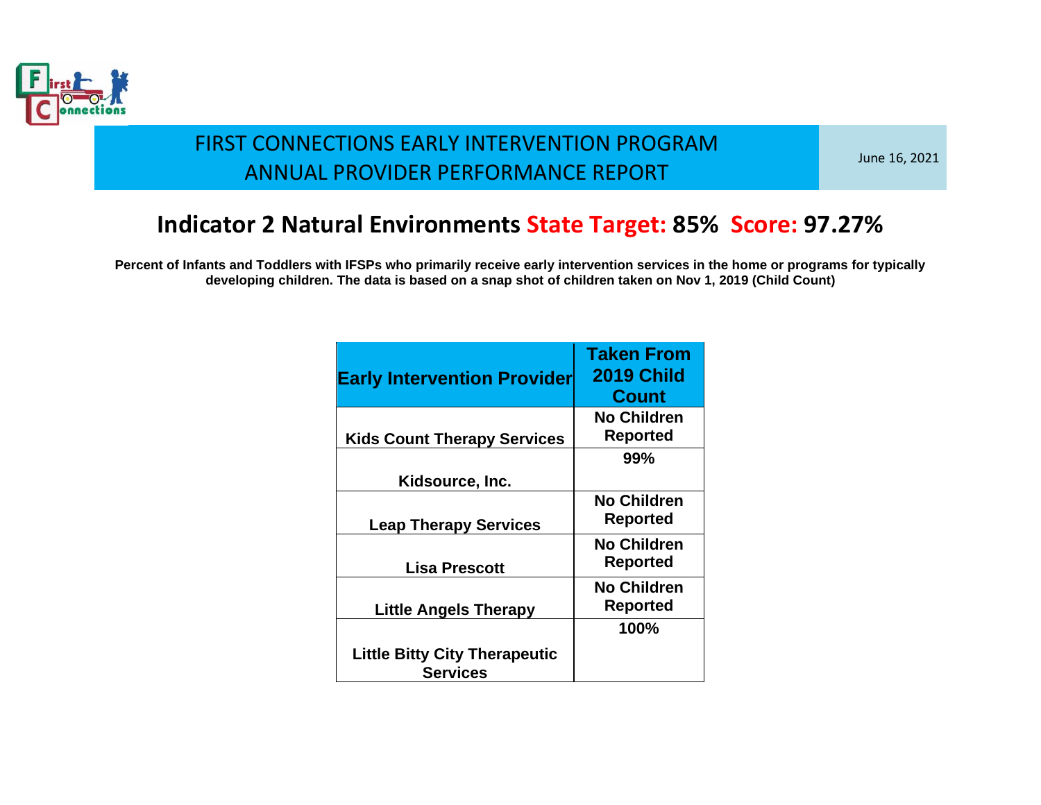# FIRST CONNECTIONS EARLY INTERVENTION PROGRAM
# ANNUAL PROVIDER PERFORMANCE REPORT

June 16, 2021

## Indicator 2 Natural Environments State Target: 85% Score: 97.27%

**Percent of Infants and Toddlers with IFSPs who primarily receive early intervention services in the home or programs for typically developing children. The data is based on a snap shot of children taken on Nov 1, 2019 (Child Count)**

| Early Intervention Provider | Taken From 2019 Child Count |
| --- | --- |
| Kids Count Therapy Services | No Children Reported |
| Kidsource, Inc. | 99% |
| Leap Therapy Services | No Children Reported |
| Lisa Prescott | No Children Reported |
| Little Angels Therapy | No Children Reported |
| Little Bitty City Therapeutic Services | 100% |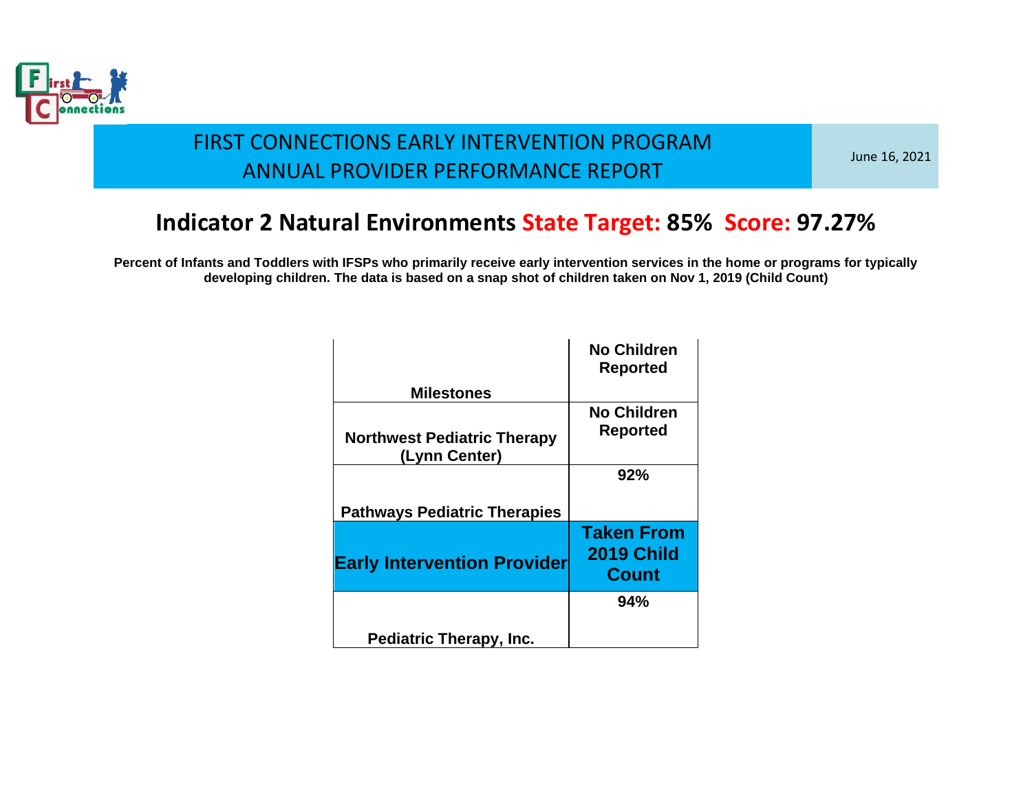FIRST CONNECTIONS EARLY INTERVENTION PROGRAM
ANNUAL PROVIDER PERFORMANCE REPORT

June 16, 2021

## Indicator 2 Natural Environments State Target: 85% Score: 97.27%

**Percent of Infants and Toddlers with IFSPs who primarily receive early intervention services in the home or programs for typically developing children. The data is based on a snap shot of children taken on Nov 1, 2019 (Child Count)**

| Early Intervention Provider | Taken From 2019 Child Count |
|---|---|
| Milestones | No Children Reported |
| Northwest Pediatric Therapy (Lynn Center) | No Children Reported |
| Pathways Pediatric Therapies | 92% |
| Pediatric Therapy, Inc. | 94% |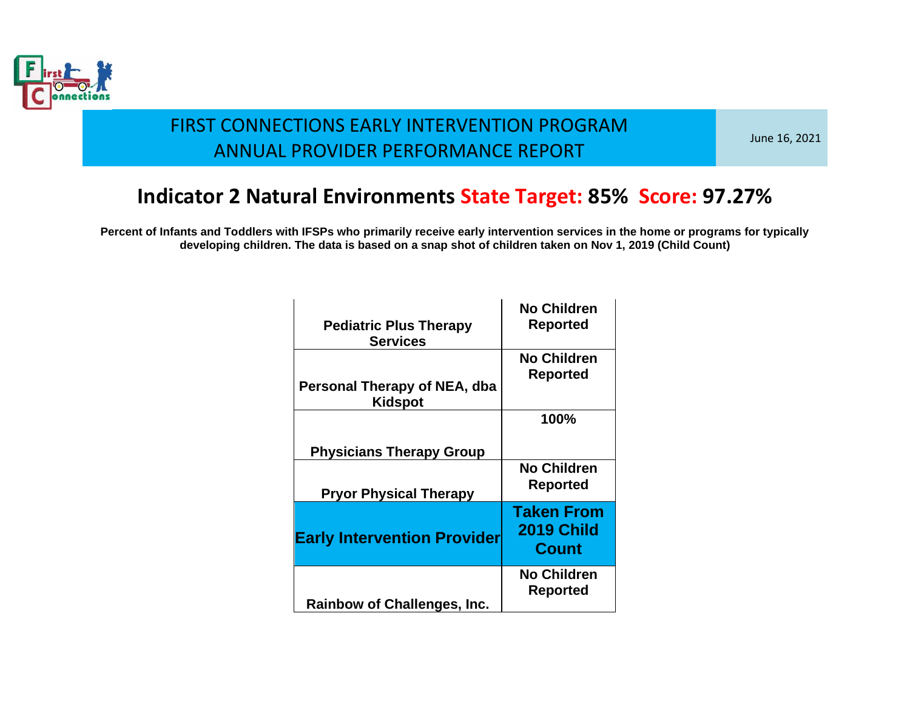FIRST CONNECTIONS EARLY INTERVENTION PROGRAM
ANNUAL PROVIDER PERFORMANCE REPORT

June 16, 2021

## Indicator 2 Natural Environments State Target: 85% Score: 97.27%

**Percent of Infants and Toddlers with IFSPs who primarily receive early intervention services in the home or programs for typically developing children. The data is based on a snap shot of children taken on Nov 1, 2019 (Child Count)**

| Early Intervention Provider | Taken From 2019 Child Count |
|---|---|
| Pediatric Plus Therapy Services | No Children Reported |
| Personal Therapy of NEA, dba Kidspot | No Children Reported |
| Physicians Therapy Group | 100% |
| Pryor Physical Therapy | No Children Reported |
| Rainbow of Challenges, Inc. | No Children Reported |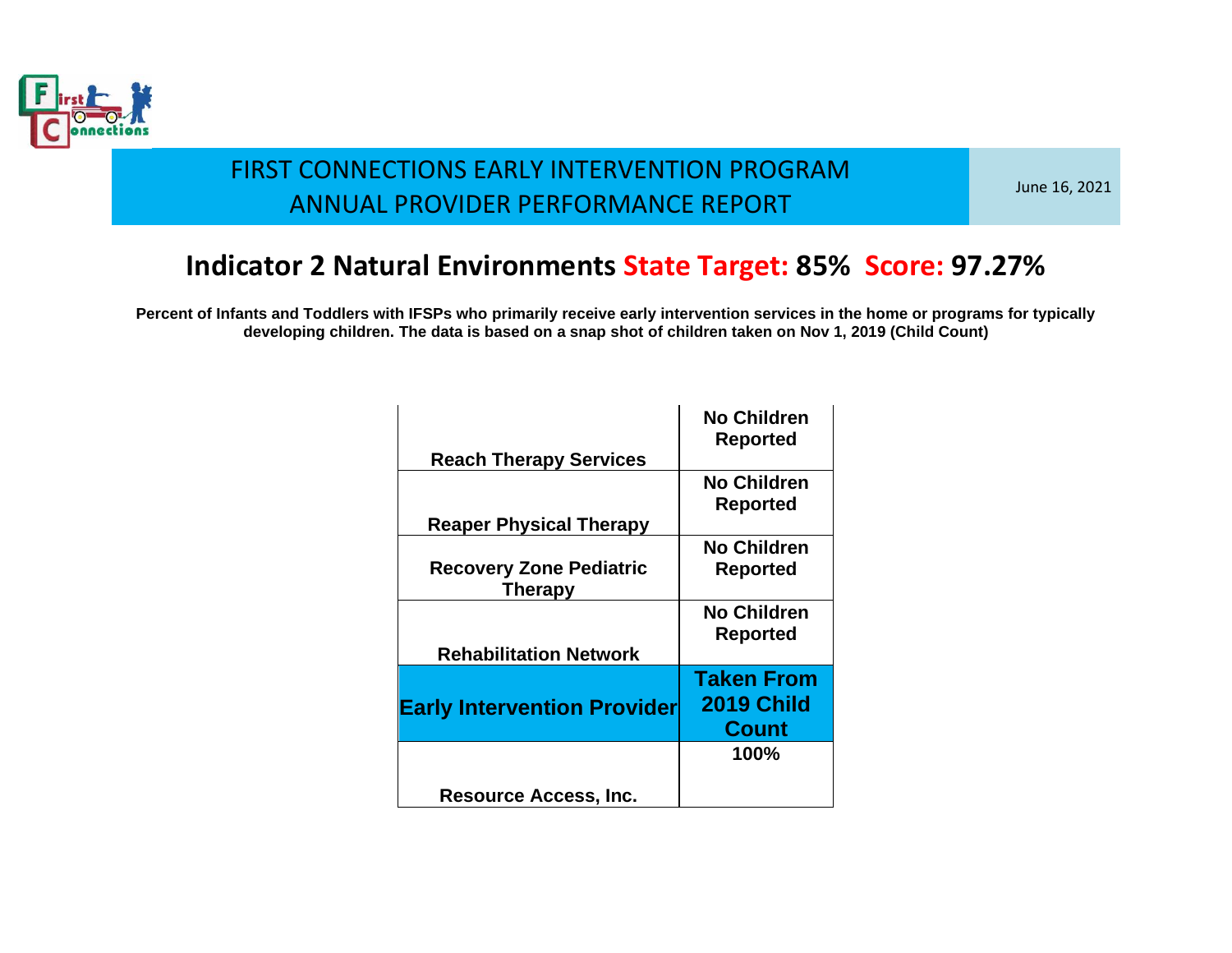FIRST CONNECTIONS EARLY INTERVENTION PROGRAM
ANNUAL PROVIDER PERFORMANCE REPORT

June 16, 2021

## Indicator 2 Natural Environments State Target: 85% Score: 97.27%

**Percent of Infants and Toddlers with IFSPs who primarily receive early intervention services in the home or programs for typically developing children. The data is based on a snap shot of children taken on Nov 1, 2019 (Child Count)**

| | |
|---|---|
| Reach Therapy Services | No Children Reported |
| Reaper Physical Therapy | No Children Reported |
| Recovery Zone Pediatric Therapy | No Children Reported |
| Rehabilitation Network | No Children Reported |
| **Early Intervention Provider** | **Taken From 2019 Child Count** |
| Resource Access, Inc. | 100% |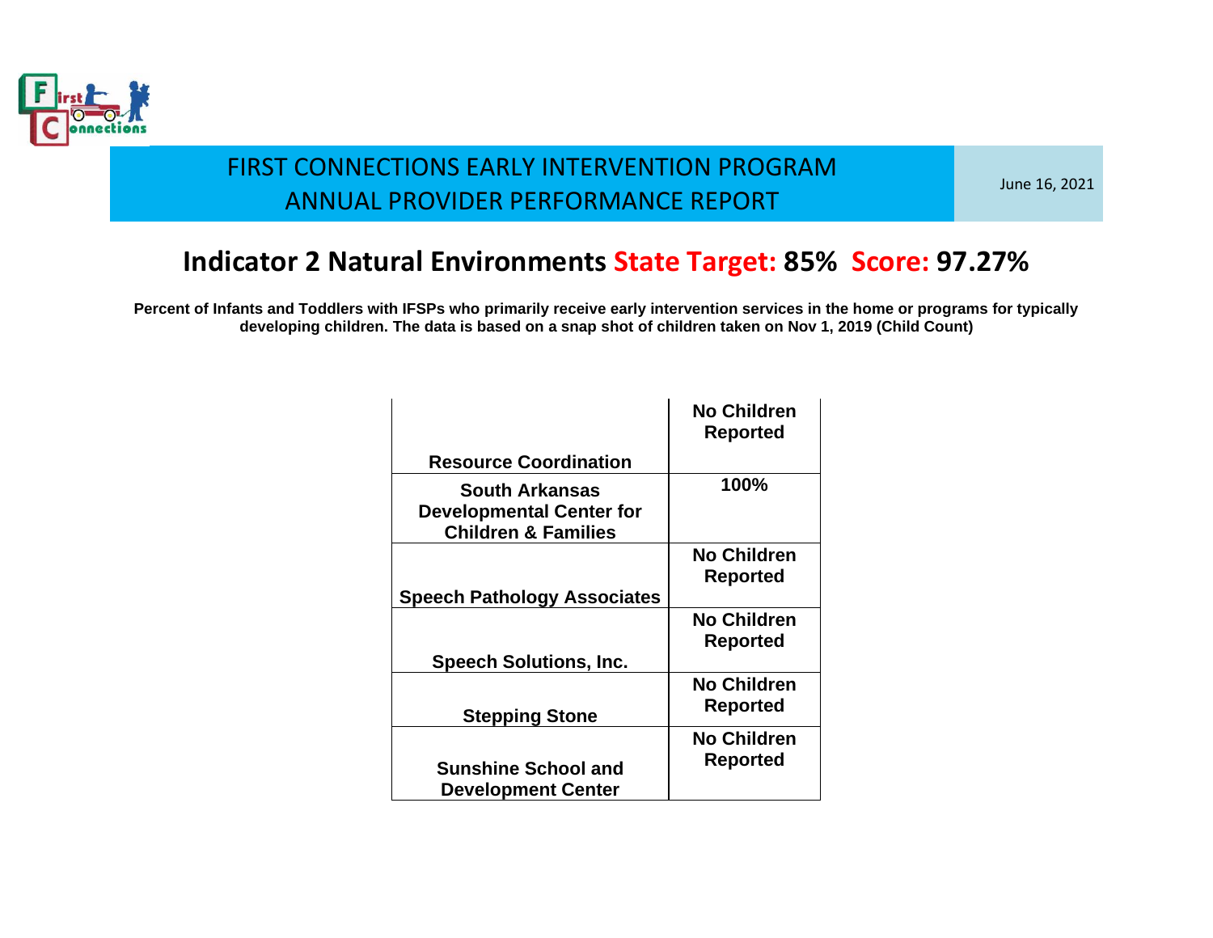FIRST CONNECTIONS EARLY INTERVENTION PROGRAM
ANNUAL PROVIDER PERFORMANCE REPORT

June 16, 2021

## Indicator 2 Natural Environments State Target: 85% Score: 97.27%

**Percent of Infants and Toddlers with IFSPs who primarily receive early intervention services in the home or programs for typically developing children. The data is based on a snap shot of children taken on Nov 1, 2019 (Child Count)**

| Provider | Score |
|---|---|
| Resource Coordination | No Children Reported |
| South Arkansas Developmental Center for Children & Families | 100% |
| Speech Pathology Associates | No Children Reported |
| Speech Solutions, Inc. | No Children Reported |
| Stepping Stone | No Children Reported |
| Sunshine School and Development Center | No Children Reported |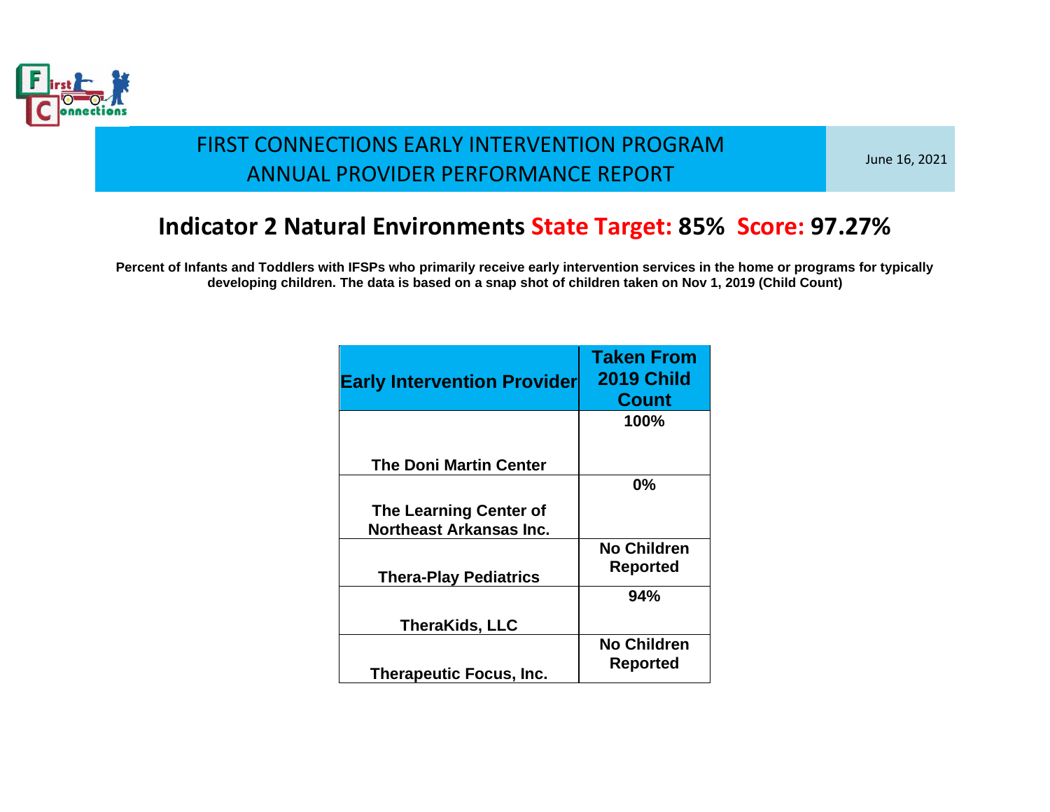FIRST CONNECTIONS EARLY INTERVENTION PROGRAM
ANNUAL PROVIDER PERFORMANCE REPORT

June 16, 2021

## Indicator 2 Natural Environments State Target: 85% Score: 97.27%

**Percent of Infants and Toddlers with IFSPs who primarily receive early intervention services in the home or programs for typically developing children. The data is based on a snap shot of children taken on Nov 1, 2019 (Child Count)**

| Early Intervention Provider | Taken From 2019 Child Count |
|---|---|
| The Doni Martin Center | 100% |
| The Learning Center of Northeast Arkansas Inc. | 0% |
| Thera-Play Pediatrics | No Children Reported |
| TheraKids, LLC | 94% |
| Therapeutic Focus, Inc. | No Children Reported |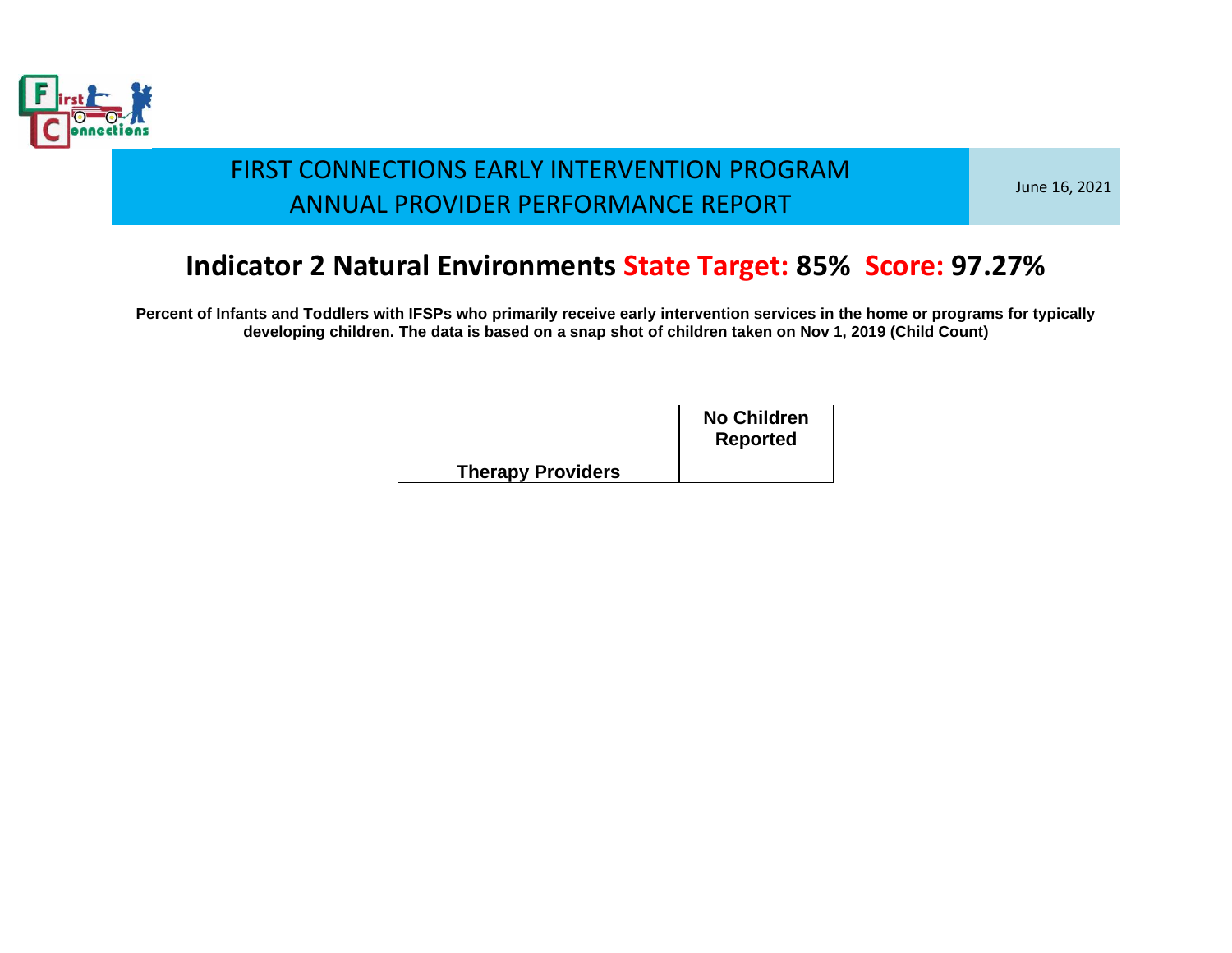FIRST CONNECTIONS EARLY INTERVENTION PROGRAM
ANNUAL PROVIDER PERFORMANCE REPORT

June 16, 2021

## Indicator 2 Natural Environments State Target: 85% Score: 97.27%

**Percent of Infants and Toddlers with IFSPs who primarily receive early intervention services in the home or programs for typically developing children. The data is based on a snap shot of children taken on Nov 1, 2019 (Child Count)**

| Therapy Providers | No Children Reported |
|---|---|